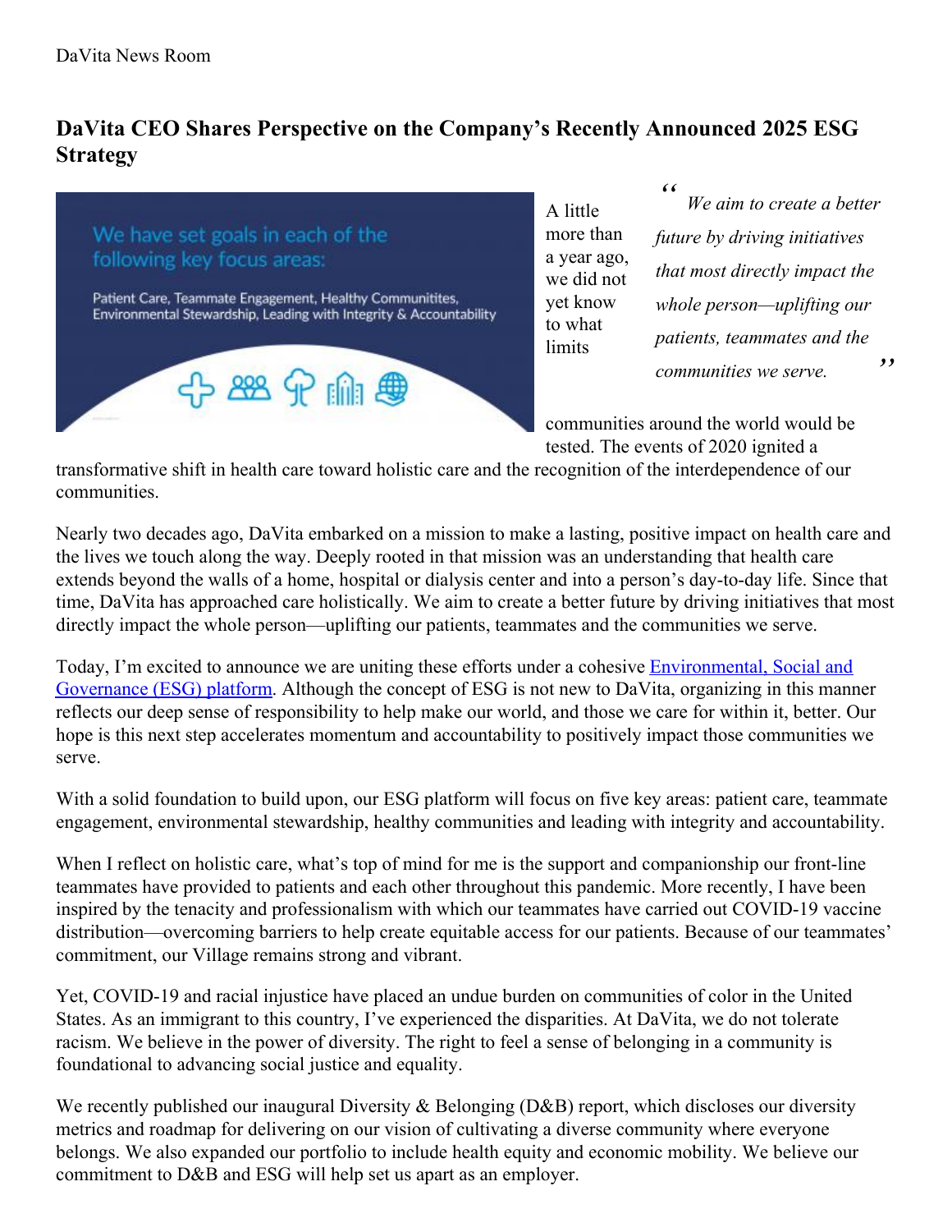DaVita News Room

# DaVita CEO Shares Perspective on the Company's Recently Announced 2025 ESG Strategy

> *We aim to create a better future by driving initiatives that most directly impact the whole person—uplifting our patients, teammates and the communities we serve.*

A little more than a year ago, we did not yet know to what limits communities around the world would be tested. The events of 2020 ignited a transformative shift in health care toward holistic care and the recognition of the interdependence of our communities.

Nearly two decades ago, DaVita embarked on a mission to make a lasting, positive impact on health care and the lives we touch along the way. Deeply rooted in that mission was an understanding that health care extends beyond the walls of a home, hospital or dialysis center and into a person's day-to-day life. Since that time, DaVita has approached care holistically. We aim to create a better future by driving initiatives that most directly impact the whole person—uplifting our patients, teammates and the communities we serve.

Today, I'm excited to announce we are uniting these efforts under a cohesive Environmental, Social and Governance (ESG) platform. Although the concept of ESG is not new to DaVita, organizing in this manner reflects our deep sense of responsibility to help make our world, and those we care for within it, better. Our hope is this next step accelerates momentum and accountability to positively impact those communities we serve.

With a solid foundation to build upon, our ESG platform will focus on five key areas: patient care, teammate engagement, environmental stewardship, healthy communities and leading with integrity and accountability.

When I reflect on holistic care, what's top of mind for me is the support and companionship our front-line teammates have provided to patients and each other throughout this pandemic. More recently, I have been inspired by the tenacity and professionalism with which our teammates have carried out COVID-19 vaccine distribution—overcoming barriers to help create equitable access for our patients. Because of our teammates' commitment, our Village remains strong and vibrant.

Yet, COVID-19 and racial injustice have placed an undue burden on communities of color in the United States. As an immigrant to this country, I've experienced the disparities. At DaVita, we do not tolerate racism. We believe in the power of diversity. The right to feel a sense of belonging in a community is foundational to advancing social justice and equality.

We recently published our inaugural Diversity & Belonging (D&B) report, which discloses our diversity metrics and roadmap for delivering on our vision of cultivating a diverse community where everyone belongs. We also expanded our portfolio to include health equity and economic mobility. We believe our commitment to D&B and ESG will help set us apart as an employer.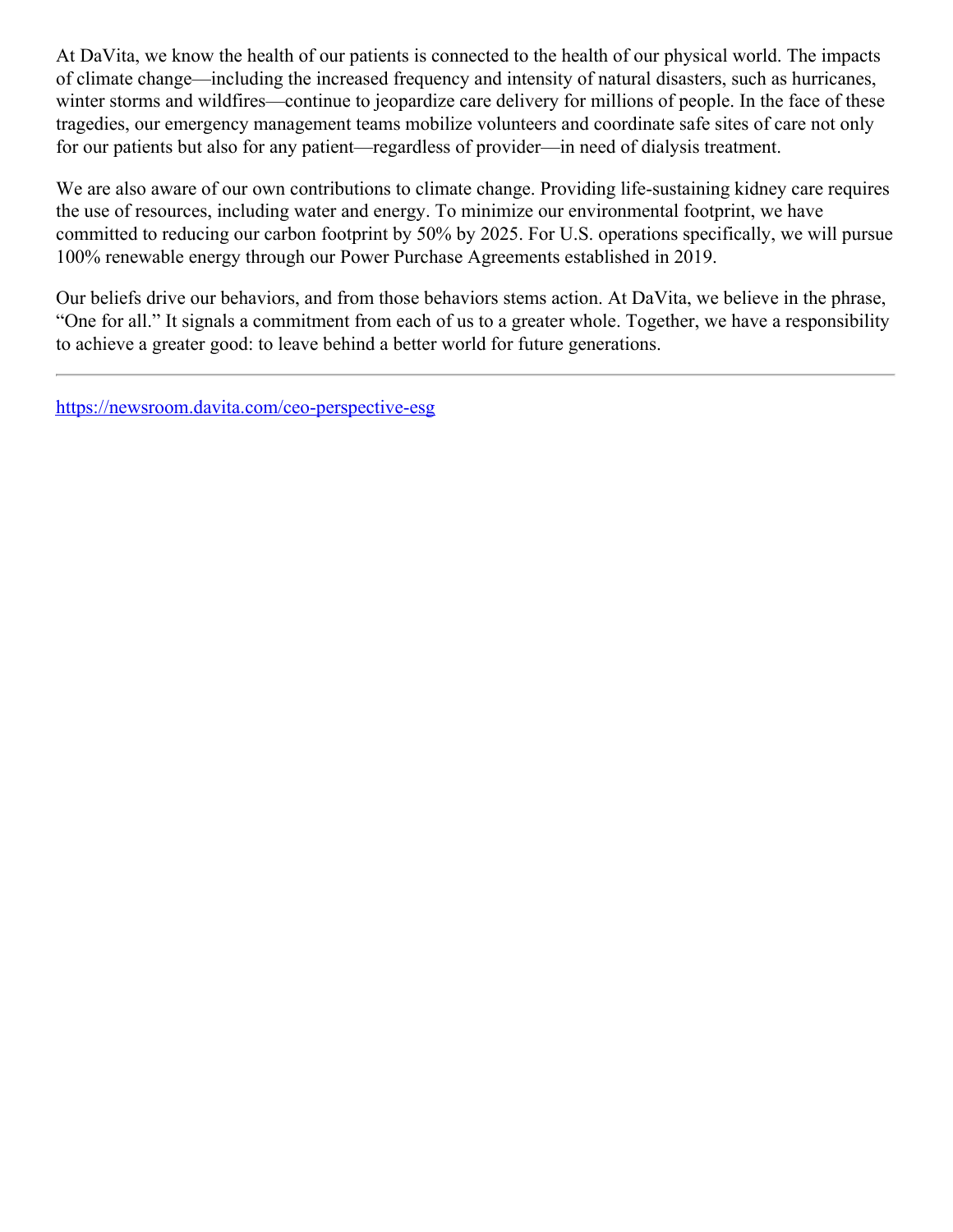At DaVita, we know the health of our patients is connected to the health of our physical world. The impacts of climate change—including the increased frequency and intensity of natural disasters, such as hurricanes, winter storms and wildfires—continue to jeopardize care delivery for millions of people. In the face of these tragedies, our emergency management teams mobilize volunteers and coordinate safe sites of care not only for our patients but also for any patient—regardless of provider—in need of dialysis treatment.

We are also aware of our own contributions to climate change. Providing life-sustaining kidney care requires the use of resources, including water and energy. To minimize our environmental footprint, we have committed to reducing our carbon footprint by 50% by 2025. For U.S. operations specifically, we will pursue 100% renewable energy through our Power Purchase Agreements established in 2019.

Our beliefs drive our behaviors, and from those behaviors stems action. At DaVita, we believe in the phrase, “One for all.” It signals a commitment from each of us to a greater whole. Together, we have a responsibility to achieve a greater good: to leave behind a better world for future generations.

---

https://newsroom.davita.com/ceo-perspective-esg